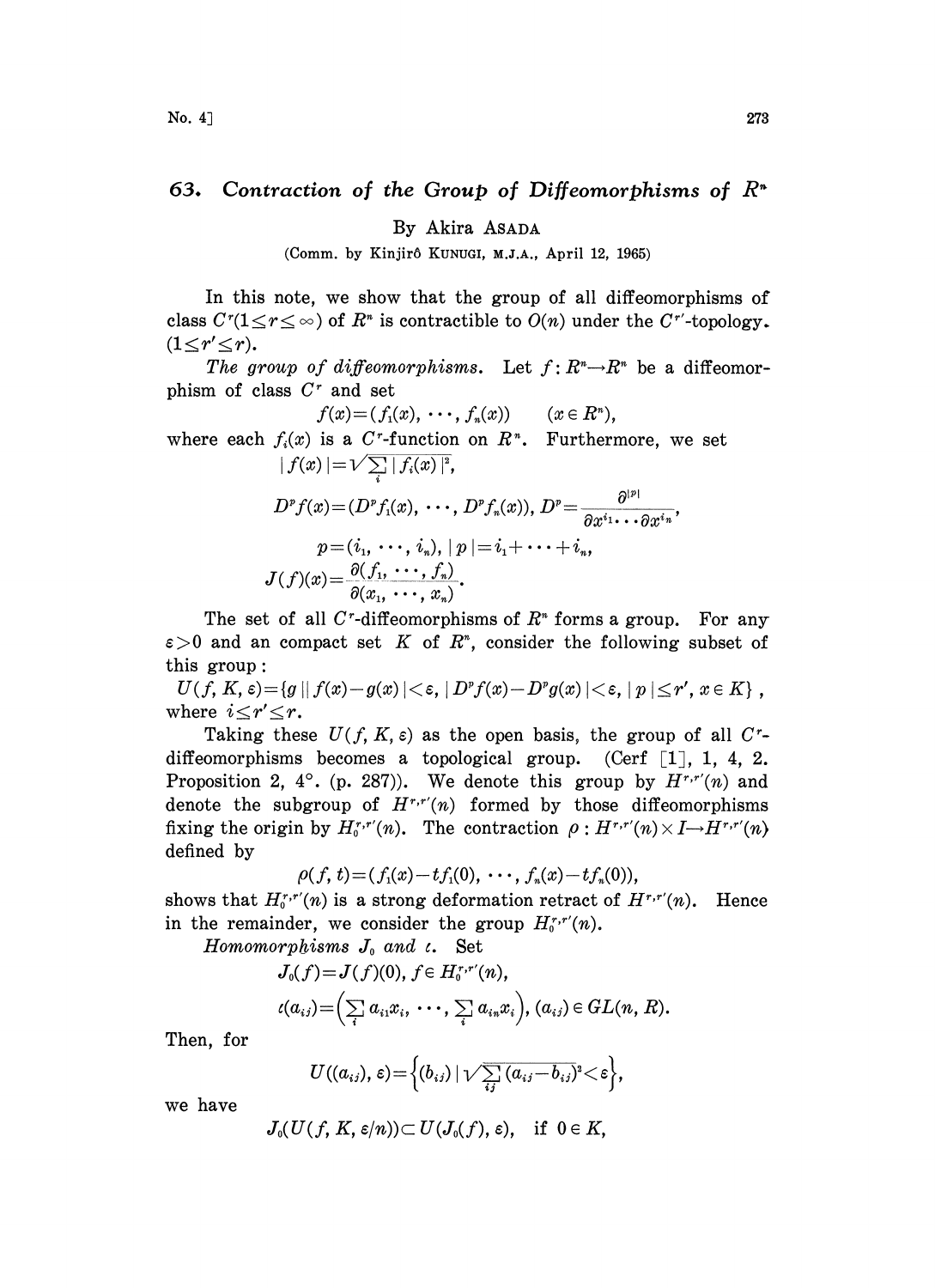# 63. Contraction of the Group of Diffeomorphisms of $R^n$

By Akira ASADA

(Comm. by Kinjirô KUNUGI, M.J.A., April 12, 1965)

In this note, we show that the group of all diffeomorphisms of class $C^r(1 \leq r \leq \infty)$ of $R^n$ is contractible to $O(n)$ under the $C^{r'}$-topology. $(1 \leq r' \leq r)$.

*The group of diffeomorphisms.* Let $f: R^n \to R^n$ be a diffeomorphism of class $C^r$ and set

$$f(x)=(f_1(x), \cdots, f_n(x)) \qquad (x \in R^n),$$

where each $f_i(x)$ is a $C^r$-function on $R^n$. Furthermore, we set

$$|f(x)|=\sqrt{\sum_i |f_i(x)|^2},$$

$$D^p f(x)=(D^p f_1(x), \cdots, D^p f_n(x)),\ D^p=\frac{\partial^{|p|}}{\partial x^{i_1} \cdots \partial x^{i_n}},$$

$$p=(i_1, \cdots, i_n),\ |p|=i_1+\cdots+i_n,$$

$$J(f)(x)=\frac{\partial(f_1, \cdots, f_n)}{\partial(x_1, \cdots, x_n)}.$$

The set of all $C^r$-diffeomorphisms of $R^n$ forms a group. For any $\varepsilon>0$ and an compact set $K$ of $R^n$, consider the following subset of this group:

$U(f, K, \varepsilon)=\{g \,||\, f(x)-g(x)|<\varepsilon,\ |D^p f(x)-D^p g(x)|<\varepsilon,\ |p| \leq r',\ x \in K\}$,

where $i \leq r' \leq r$.

Taking these $U(f, K, \varepsilon)$ as the open basis, the group of all $C^r$-diffeomorphisms becomes a topological group. (Cerf [1], 1, 4, 2. Proposition 2, 4°. (p. 287)). We denote this group by $H^{r,r'}(n)$ and denote the subgroup of $H^{r,r'}(n)$ formed by those diffeomorphisms fixing the origin by $H_0^{r,r'}(n)$. The contraction $\rho: H^{r,r'}(n) \times I \to H^{r,r'}(n)$ defined by

$$\rho(f, t)=(f_1(x)-tf_1(0), \cdots, f_n(x)-tf_n(0)),$$

shows that $H_0^{r,r'}(n)$ is a strong deformation retract of $H^{r,r'}(n)$. Hence in the remainder, we consider the group $H_0^{r,r'}(n)$.

*Homomorphisms $J_0$ and $\iota$.* Set

$$J_0(f)=J(f)(0),\ f \in H_0^{r,r'}(n),$$

$$\iota(a_{ij})=\Big(\sum_i a_{i1}x_i, \cdots, \sum_i a_{in}x_i\Big),\ (a_{ij}) \in GL(n, R).$$

Then, for

$$U((a_{ij}), \varepsilon)=\Big\{(b_{ij}) \,|\, \sqrt{\sum_{ij}(a_{ij}-b_{ij})^2}<\varepsilon\Big\},$$

we have

$$J_0(U(f, K, \varepsilon/n)) \subset U(J_0(f), \varepsilon), \quad \text{if } 0 \in K,$$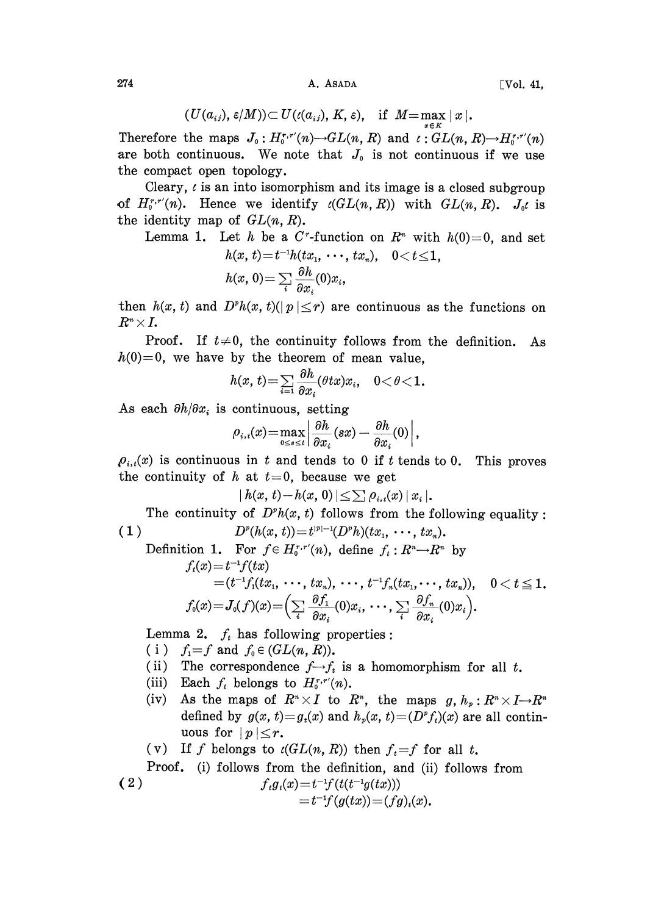$$(U(a_{ij}), \varepsilon/M)) \subset U(\iota(a_{ij}), K, \varepsilon), \quad \text{if } M = \max_{x \in K} |x|.$$

Therefore the maps $J_0 : H_0^{r,r'}(n) \to GL(n, R)$ and $\iota : GL(n, R) \to H_0^{r,r'}(n)$ are both continuous. We note that $J_0$ is not continuous if we use the compact open topology.

Cleary, $\iota$ is an into isomorphism and its image is a closed subgroup of $H_0^{r,r'}(n)$. Hence we identify $\iota(GL(n, R))$ with $GL(n, R)$. $J_0\iota$ is the identity map of $GL(n, R)$.

Lemma 1. Let $h$ be a $C^r$-function on $R^n$ with $h(0)=0$, and set

$$h(x, t) = t^{-1}h(tx_1, \cdots, tx_n), \quad 0 < t \leq 1,$$

$$h(x, 0) = \sum_i \frac{\partial h}{\partial x_i}(0)x_i,$$

then $h(x, t)$ and $D^p h(x, t)(|p| \leq r)$ are continuous as the functions on $R^n \times I$.

Proof. If $t \neq 0$, the continuity follows from the definition. As $h(0)=0$, we have by the theorem of mean value,

$$h(x, t) = \sum_{i=1} \frac{\partial h}{\partial x_i}(\theta tx)x_i, \quad 0 < \theta < 1.$$

As each $\partial h/\partial x_i$ is continuous, setting

$$\rho_{i,t}(x) = \max_{0 \leq s \leq t} \left| \frac{\partial h}{\partial x_i}(sx) - \frac{\partial h}{\partial x_i}(0) \right|,$$

$\rho_{i,t}(x)$ is continuous in $t$ and tends to 0 if $t$ tends to 0. This proves the continuity of $h$ at $t=0$, because we get

$$|h(x, t) - h(x, 0)| \leq \sum \rho_{i,t}(x)|x_i|.$$

The continuity of $D^p h(x, t)$ follows from the following equality:

$$D^p(h(x, t)) = t^{|p|-1}(D^p h)(tx_1, \cdots, tx_n). \tag{1}$$

Definition 1. For $f \in H_0^{r,r'}(n)$, define $f_t : R^n \to R^n$ by

$$f_t(x) = t^{-1}f(tx)$$
$$= (t^{-1}f_1(tx_1, \cdots, tx_n), \cdots, t^{-1}f_n(tx_1, \cdots, tx_n)), \quad 0 < t \leqq 1.$$

$$f_0(x) = J_0(f)(x) = \Big( \sum_i \frac{\partial f_1}{\partial x_i}(0)x_i, \cdots, \sum_i \frac{\partial f_n}{\partial x_i}(0)x_i \Big).$$

Lemma 2. $f_t$ has following properties:

(i) $f_1 = f$ and $f_0 \in (GL(n, R))$.

(ii) The correspondence $f \to f_t$ is a homomorphism for all $t$.

(iii) Each $f_t$ belongs to $H_0^{r,r'}(n)$.

(iv) As the maps of $R^n \times I$ to $R^n$, the maps $g, h_p : R^n \times I \to R^n$ defined by $g(x, t) = g_t(x)$ and $h_p(x, t) = (D^p f_t)(x)$ are all continuous for $|p| \leq r$.

(v) If $f$ belongs to $\iota(GL(n, R))$ then $f_t = f$ for all $t$.

Proof. (i) follows from the definition, and (ii) follows from

$$f_t g_t(x) = t^{-1}f(t(t^{-1}g(tx)))$$
$$= t^{-1}f(g(tx)) = (fg)_t(x). \tag{2}$$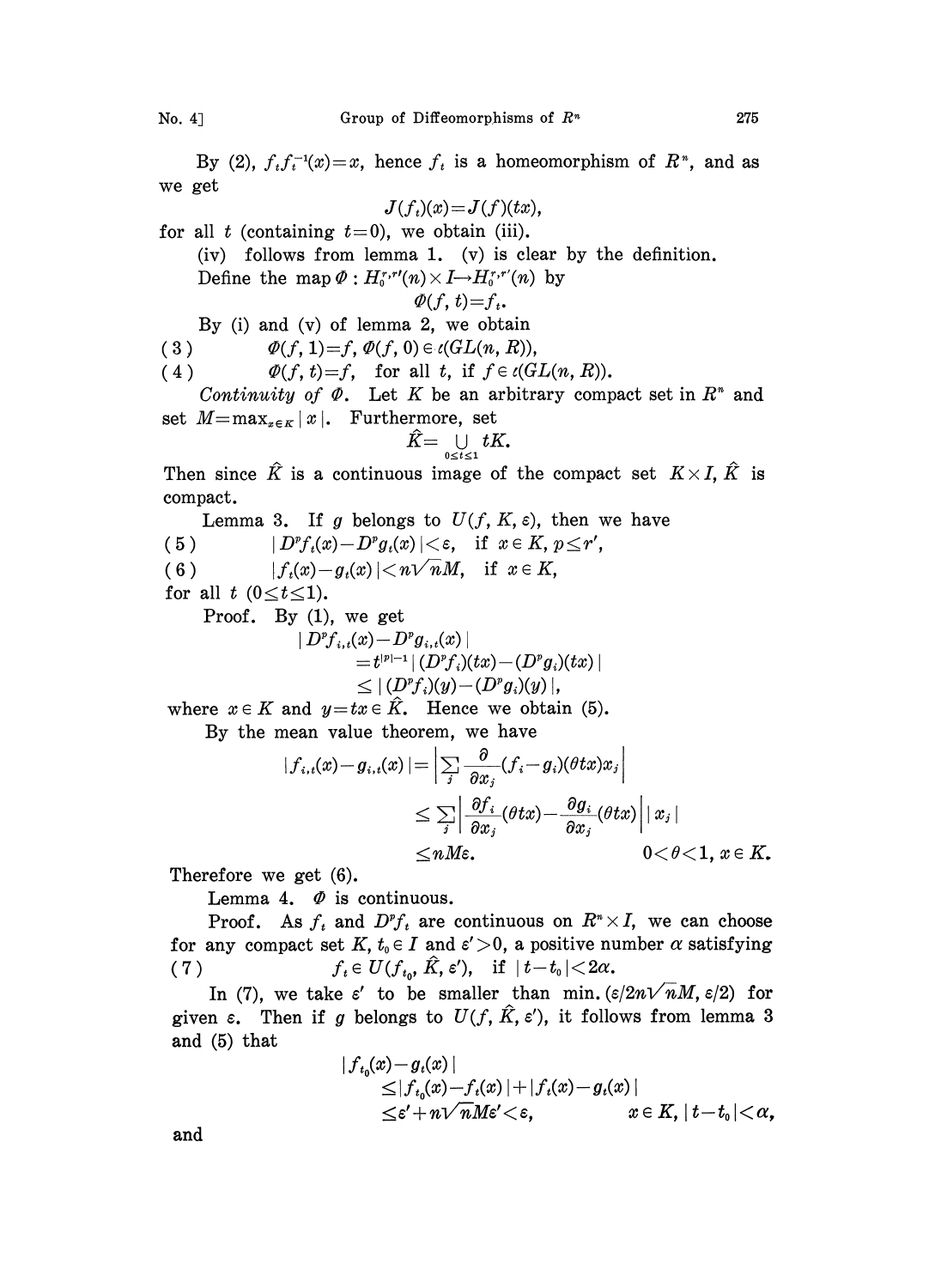By (2), $f_t f_t^{-1}(x) = x$, hence $f_t$ is a homeomorphism of $R^n$, and as we get

$$J(f_t)(x) = J(f)(tx),$$

for all $t$ (containing $t=0$), we obtain (iii).

(iv) follows from lemma 1. (v) is clear by the definition.

Define the map $\Phi : H_0^{r,r'}(n) \times I \to H_0^{r,r'}(n)$ by

$$\Phi(f, t) = f_t.$$

By (i) and (v) of lemma 2, we obtain

$$(3) \qquad \Phi(f, 1) = f, \ \Phi(f, 0) \in \iota(GL(n, R)),$$

$$(4) \qquad \Phi(f, t) = f, \quad \text{for all } t, \text{ if } f \in \iota(GL(n, R)).$$

*Continuity of* $\Phi$. Let $K$ be an arbitrary compact set in $R^n$ and set $M = \max_{x \in K} |x|$. Furthermore, set

$$\hat{K} = \bigcup_{0 \le t \le 1} tK.$$

Then since $\hat{K}$ is a continuous image of the compact set $K \times I$, $\hat{K}$ is compact.

Lemma 3. If $g$ belongs to $U(f, K, \varepsilon)$, then we have

$$(5) \qquad |D^p f_t(x) - D^p g_t(x)| < \varepsilon, \quad \text{if } x \in K, p \le r',$$

$$(6) \qquad |f_t(x) - g_t(x)| < n\sqrt{n}M, \quad \text{if } x \in K,$$

for all $t$ $(0 \le t \le 1)$.

Proof. By (1), we get

$$\begin{aligned} &|D^p f_{i,t}(x) - D^p g_{i,t}(x)| \\ &\quad = t^{|p|-1} |(D^p f_i)(tx) - (D^p g_i)(tx)| \\ &\quad \le |(D^p f_i)(y) - (D^p g_i)(y)|, \end{aligned}$$

where $x \in K$ and $y = tx \in \hat{K}$. Hence we obtain (5).

By the mean value theorem, we have

$$\begin{aligned} |f_{i,t}(x) - g_{i,t}(x)| &= \left| \sum_j \frac{\partial}{\partial x_j} (f_i - g_i)(\theta t x) x_j \right| \\ &\le \sum_j \left| \frac{\partial f_i}{\partial x_j}(\theta t x) - \frac{\partial g_i}{\partial x_j}(\theta t x) \right| |x_j| \\ &\le nM\varepsilon. \qquad\qquad 0 < \theta < 1, \ x \in K. \end{aligned}$$

Therefore we get (6).

Lemma 4. $\Phi$ is continuous.

Proof. As $f_t$ and $D^p f_t$ are continuous on $R^n \times I$, we can choose for any compact set $K$, $t_0 \in I$ and $\varepsilon' > 0$, a positive number $\alpha$ satisfying

$$(7) \qquad f_t \in U(f_{t_0}, \hat{K}, \varepsilon'), \quad \text{if } |t - t_0| < 2\alpha.$$

In (7), we take $\varepsilon'$ to be smaller than $\min.(\varepsilon/2n\sqrt{n}M, \varepsilon/2)$ for given $\varepsilon$. Then if $g$ belongs to $U(f, \hat{K}, \varepsilon')$, it follows from lemma 3 and (5) that

$$\begin{aligned} &|f_{t_0}(x) - g_t(x)| \\ &\quad \le |f_{t_0}(x) - f_t(x)| + |f_t(x) - g_t(x)| \\ &\quad \le \varepsilon' + n\sqrt{n}M\varepsilon' < \varepsilon, \qquad\qquad x \in K, \ |t - t_0| < \alpha, \end{aligned}$$

and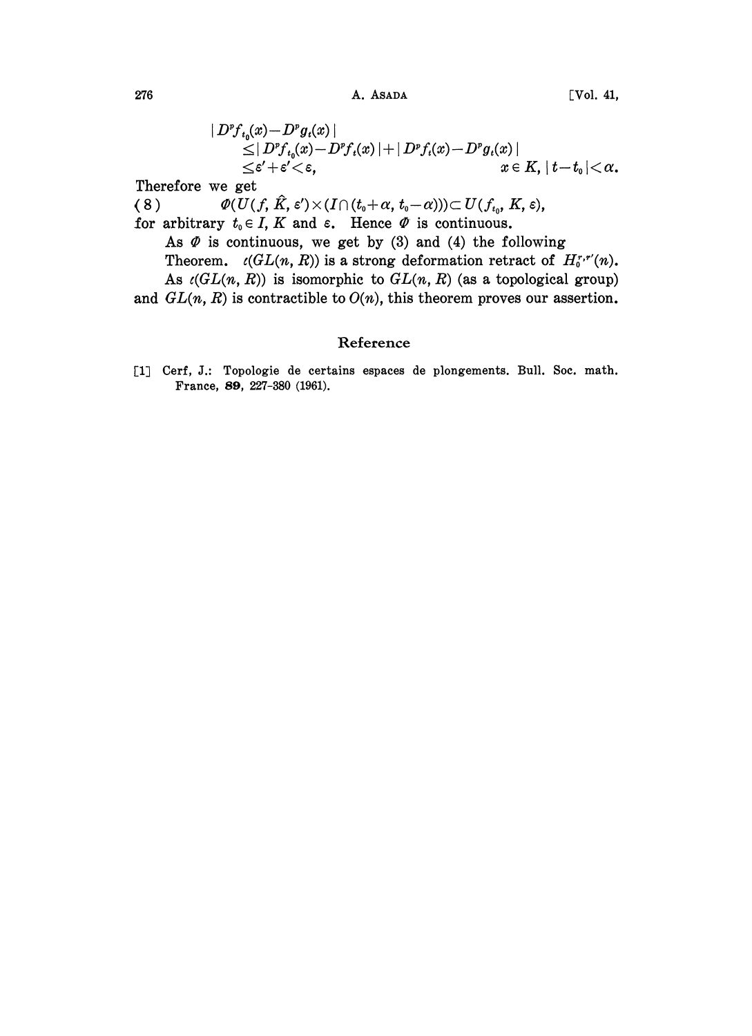$$
\begin{aligned}
&|D^p f_{t_0}(x) - D^p g_t(x)| \\
&\quad \leq |D^p f_{t_0}(x) - D^p f_t(x)| + |D^p f_t(x) - D^p g_t(x)| \\
&\quad \leq \varepsilon' + \varepsilon' < \varepsilon, \qquad\qquad x \in K,\ |t - t_0| < \alpha.
\end{aligned}
$$

Therefore we get

$$
\Phi(U(f, \hat{K}, \varepsilon') \times (I \cap (t_0 + \alpha, t_0 - \alpha))) \subset U(f_{t_0}, K, \varepsilon), \tag{8}
$$

for arbitrary $t_0 \in I$, $K$ and $\varepsilon$. Hence $\Phi$ is continuous.

As $\Phi$ is continuous, we get by (3) and (4) the following

Theorem. $\iota(GL(n, R))$ is a strong deformation retract of $H_0^{r,r'}(n)$.

As $\iota(GL(n, R))$ is isomorphic to $GL(n, R)$ (as a topological group) and $GL(n, R)$ is contractible to $O(n)$, this theorem proves our assertion.

## Reference

[1] Cerf, J.: Topologie de certains espaces de plongements. Bull. Soc. math. France, **89**, 227-380 (1961).